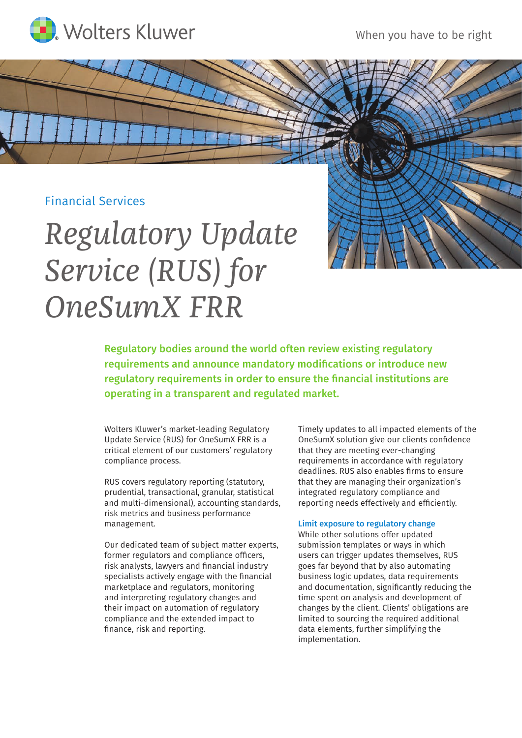Wolters Kluwer

When you have to be right

Financial Services

# *Regulatory Update Service (RUS) for OneSumX FRR*

**Regulatory bodies around the world often review existing regulatory requirements and announce mandatory modifications or introduce new regulatory requirements in order to ensure the financial institutions are operating in a transparent and regulated market.**

Wolters Kluwer's market-leading Regulatory Update Service (RUS) for OneSumX FRR is a critical element of our customers' regulatory compliance process.

RUS covers regulatory reporting (statutory, prudential, transactional, granular, statistical and multi-dimensional), accounting standards, risk metrics and business performance management.

Our dedicated team of subject matter experts, former regulators and compliance officers, risk analysts, lawyers and financial industry specialists actively engage with the financial marketplace and regulators, monitoring and interpreting regulatory changes and their impact on automation of regulatory compliance and the extended impact to finance, risk and reporting.

Timely updates to all impacted elements of the OneSumX solution give our clients confidence that they are meeting ever-changing requirements in accordance with regulatory deadlines. RUS also enables firms to ensure that they are managing their organization's integrated regulatory compliance and reporting needs effectively and efficiently.

### Limit exposure to regulatory change

While other solutions offer updated submission templates or ways in which users can trigger updates themselves, RUS goes far beyond that by also automating business logic updates, data requirements and documentation, significantly reducing the time spent on analysis and development of changes by the client. Clients' obligations are limited to sourcing the required additional data elements, further simplifying the implementation.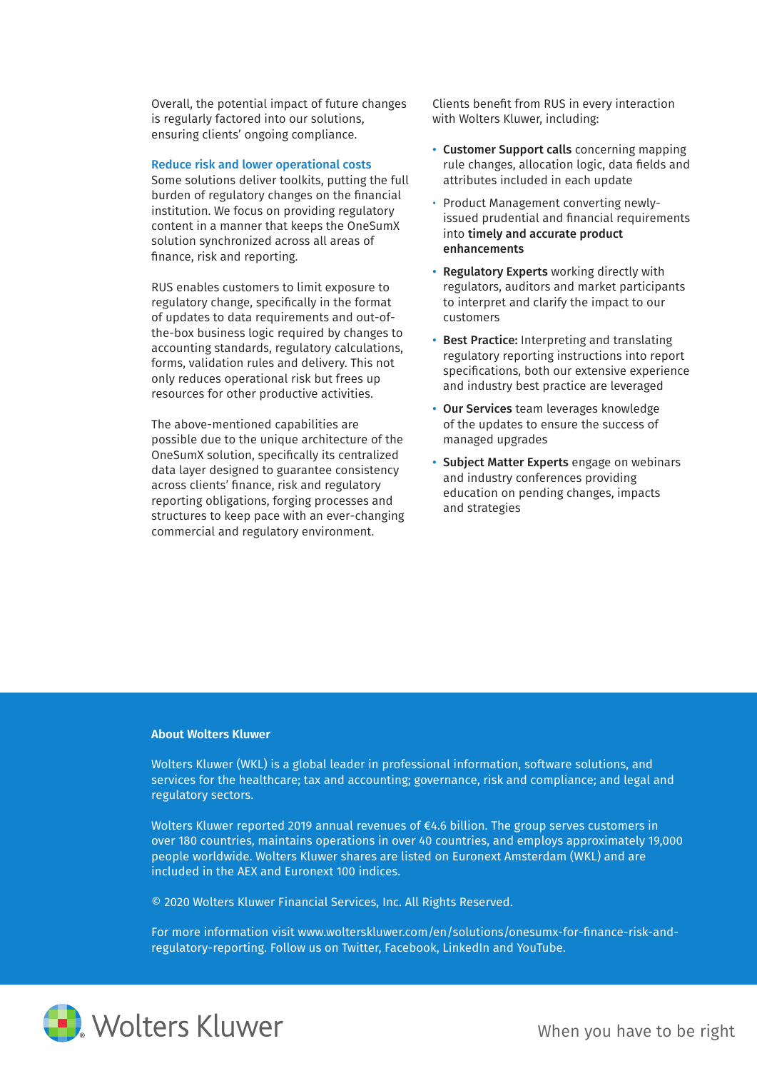Overall, the potential impact of future changes is regularly factored into our solutions, ensuring clients' ongoing compliance.

### Reduce risk and lower operational costs

Some solutions deliver toolkits, putting the full burden of regulatory changes on the financial institution. We focus on providing regulatory content in a manner that keeps the OneSumX solution synchronized across all areas of finance, risk and reporting.

RUS enables customers to limit exposure to regulatory change, specifically in the format of updates to data requirements and out-of-the-box business logic required by changes to accounting standards, regulatory calculations, forms, validation rules and delivery. This not only reduces operational risk but frees up resources for other productive activities.

The above-mentioned capabilities are possible due to the unique architecture of the OneSumX solution, specifically its centralized data layer designed to guarantee consistency across clients' finance, risk and regulatory reporting obligations, forging processes and structures to keep pace with an ever-changing commercial and regulatory environment.

Clients benefit from RUS in every interaction with Wolters Kluwer, including:

- **Customer Support calls** concerning mapping rule changes, allocation logic, data fields and attributes included in each update
- Product Management converting newly-issued prudential and financial requirements into **timely and accurate product enhancements**
- **Regulatory Experts** working directly with regulators, auditors and market participants to interpret and clarify the impact to our customers
- **Best Practice:** Interpreting and translating regulatory reporting instructions into report specifications, both our extensive experience and industry best practice are leveraged
- **Our Services** team leverages knowledge of the updates to ensure the success of managed upgrades
- **Subject Matter Experts** engage on webinars and industry conferences providing education on pending changes, impacts and strategies

**About Wolters Kluwer**

Wolters Kluwer (WKL) is a global leader in professional information, software solutions, and services for the healthcare; tax and accounting; governance, risk and compliance; and legal and regulatory sectors.

Wolters Kluwer reported 2019 annual revenues of €4.6 billion. The group serves customers in over 180 countries, maintains operations in over 40 countries, and employs approximately 19,000 people worldwide. Wolters Kluwer shares are listed on Euronext Amsterdam (WKL) and are included in the AEX and Euronext 100 indices.

© 2020 Wolters Kluwer Financial Services, Inc. All Rights Reserved.

For more information visit www.wolterskluwer.com/en/solutions/onesumx-for-finance-risk-and-regulatory-reporting. Follow us on Twitter, Facebook, LinkedIn and YouTube.

Wolters Kluwer

When you have to be right